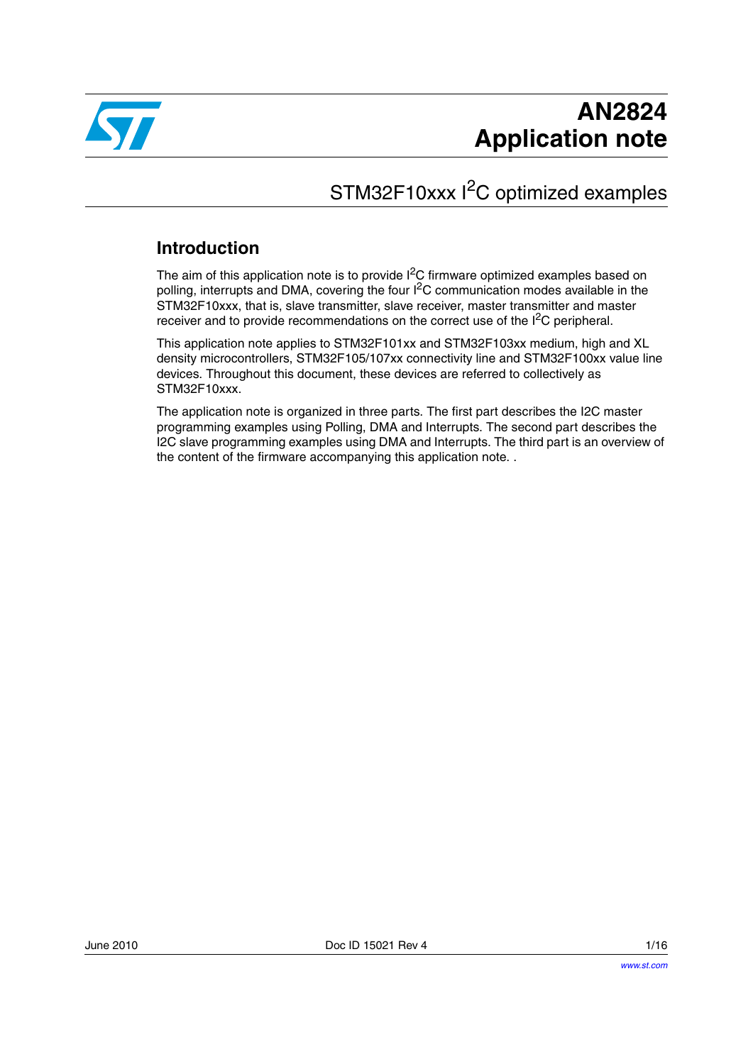# AN2824
# Application note

## STM32F10xxx $I^2C$ optimized examples

### Introduction

The aim of this application note is to provide $I^2C$ firmware optimized examples based on polling, interrupts and DMA, covering the four $I^2C$ communication modes available in the STM32F10xxx, that is, slave transmitter, slave receiver, master transmitter and master receiver and to provide recommendations on the correct use of the $I^2C$ peripheral.

This application note applies to STM32F101xx and STM32F103xx medium, high and XL density microcontrollers, STM32F105/107xx connectivity line and STM32F100xx value line devices. Throughout this document, these devices are referred to collectively as STM32F10xxx.

The application note is organized in three parts. The first part describes the I2C master programming examples using Polling, DMA and Interrupts. The second part describes the I2C slave programming examples using DMA and Interrupts. The third part is an overview of the content of the firmware accompanying this application note. .

June 2010 Doc ID 15021 Rev 4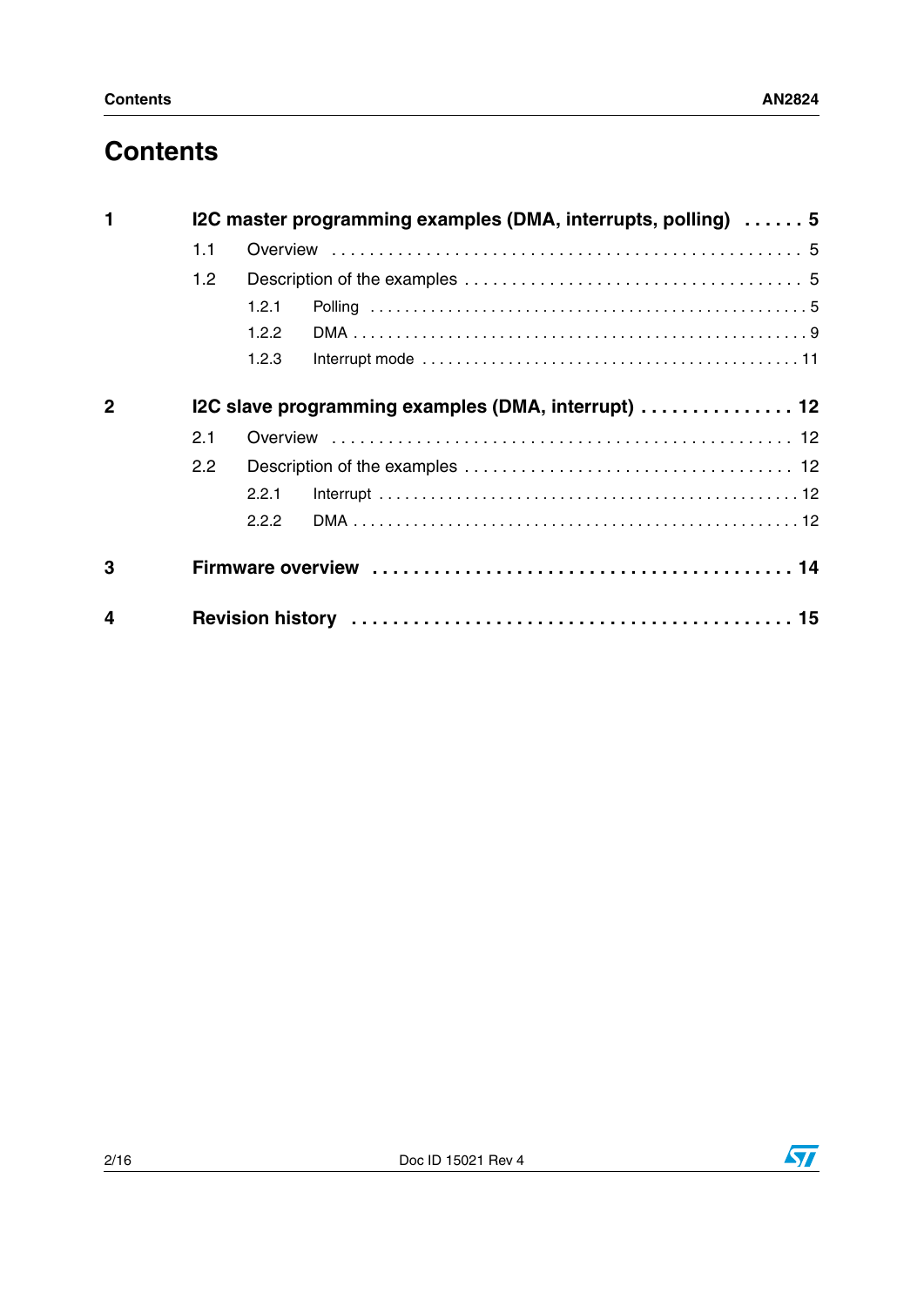# Contents

**1 I2C master programming examples (DMA, interrupts, polling) . . . . . . 5**

- 1.1 Overview . . . . . . . . . . . . . . . . . . . . . . . . . . . . . . . . . . . . . . . . . . . . . . . . 5
- 1.2 Description of the examples . . . . . . . . . . . . . . . . . . . . . . . . . . . . . . . . . 5
  - 1.2.1 Polling . . . . . . . . . . . . . . . . . . . . . . . . . . . . . . . . . . . . . . . . . . . . . . . 5
  - 1.2.2 DMA . . . . . . . . . . . . . . . . . . . . . . . . . . . . . . . . . . . . . . . . . . . . . . . . 9
  - 1.2.3 Interrupt mode . . . . . . . . . . . . . . . . . . . . . . . . . . . . . . . . . . . . . . . . 11

**2 I2C slave programming examples (DMA, interrupt) . . . . . . . . . . . . . . . 12**

- 2.1 Overview . . . . . . . . . . . . . . . . . . . . . . . . . . . . . . . . . . . . . . . . . . . . . . . 12
- 2.2 Description of the examples . . . . . . . . . . . . . . . . . . . . . . . . . . . . . . . . 12
  - 2.2.1 Interrupt . . . . . . . . . . . . . . . . . . . . . . . . . . . . . . . . . . . . . . . . . . . . . 12
  - 2.2.2 DMA . . . . . . . . . . . . . . . . . . . . . . . . . . . . . . . . . . . . . . . . . . . . . . . 12

**3 Firmware overview . . . . . . . . . . . . . . . . . . . . . . . . . . . . . . . . . . . . . . . . 14**

**4 Revision history . . . . . . . . . . . . . . . . . . . . . . . . . . . . . . . . . . . . . . . . . . 15**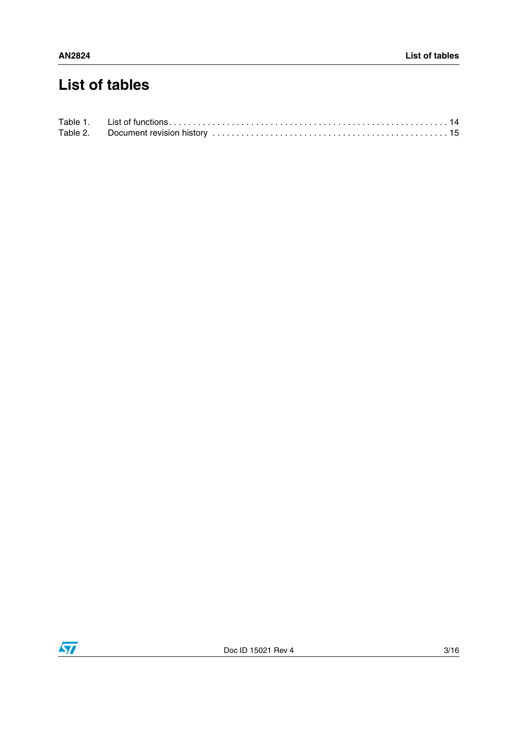# List of tables

Table 1. List of functions . . . . . . . . . . . . . . . . . . . . . . . . . . . . . . . . . . . . . . . . . . . . . . . . . . . . . . . . . 14
Table 2. Document revision history . . . . . . . . . . . . . . . . . . . . . . . . . . . . . . . . . . . . . . . . . . . . . . . . 15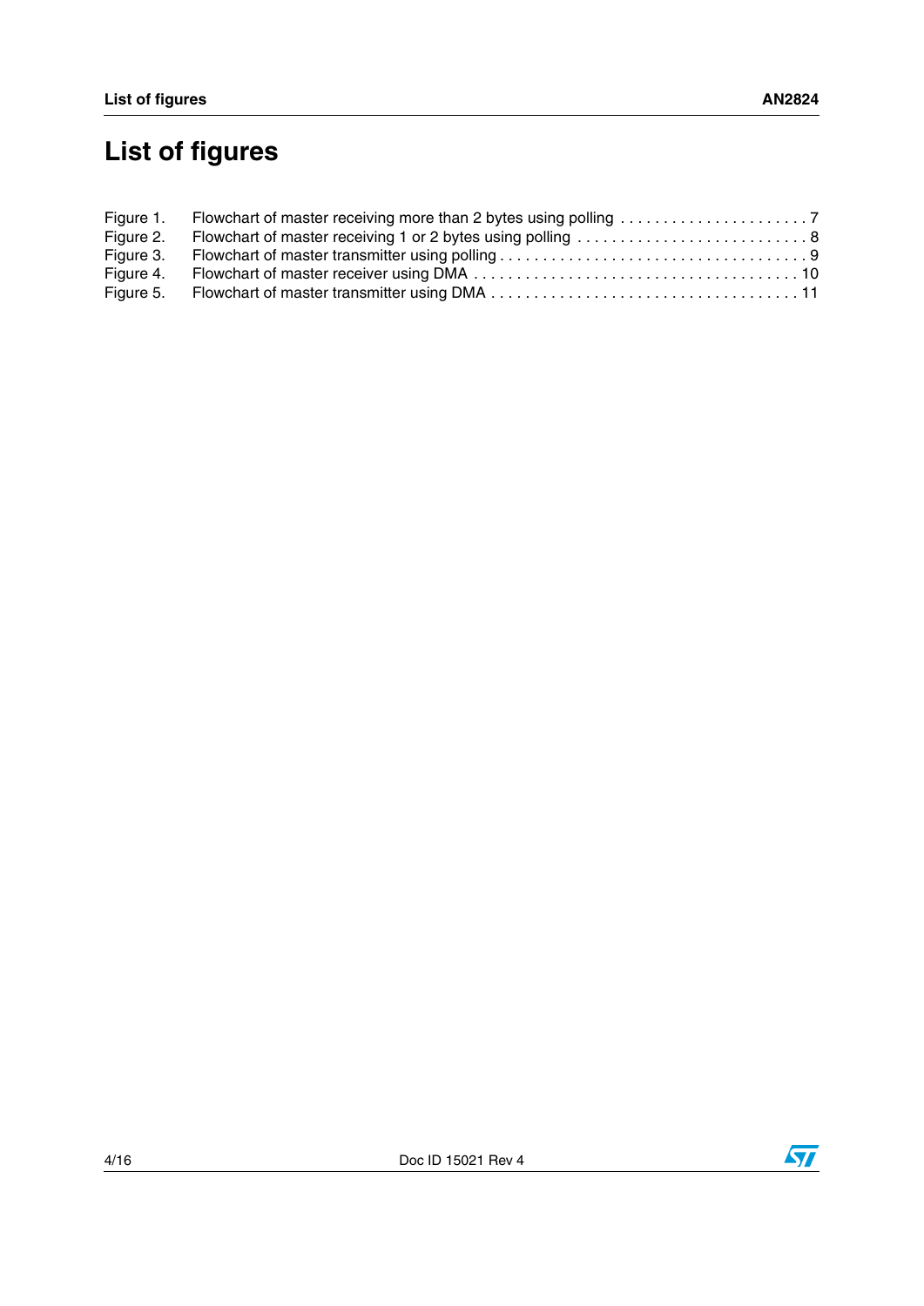# List of figures

Figure 1. Flowchart of master receiving more than 2 bytes using polling . . . . . . . . . . . . . . . . . . . . . . 7
Figure 2. Flowchart of master receiving 1 or 2 bytes using polling . . . . . . . . . . . . . . . . . . . . . . . . . . . 8
Figure 3. Flowchart of master transmitter using polling . . . . . . . . . . . . . . . . . . . . . . . . . . . . . . . . . . . 9
Figure 4. Flowchart of master receiver using DMA . . . . . . . . . . . . . . . . . . . . . . . . . . . . . . . . . . . . . 10
Figure 5. Flowchart of master transmitter using DMA . . . . . . . . . . . . . . . . . . . . . . . . . . . . . . . . . . . 11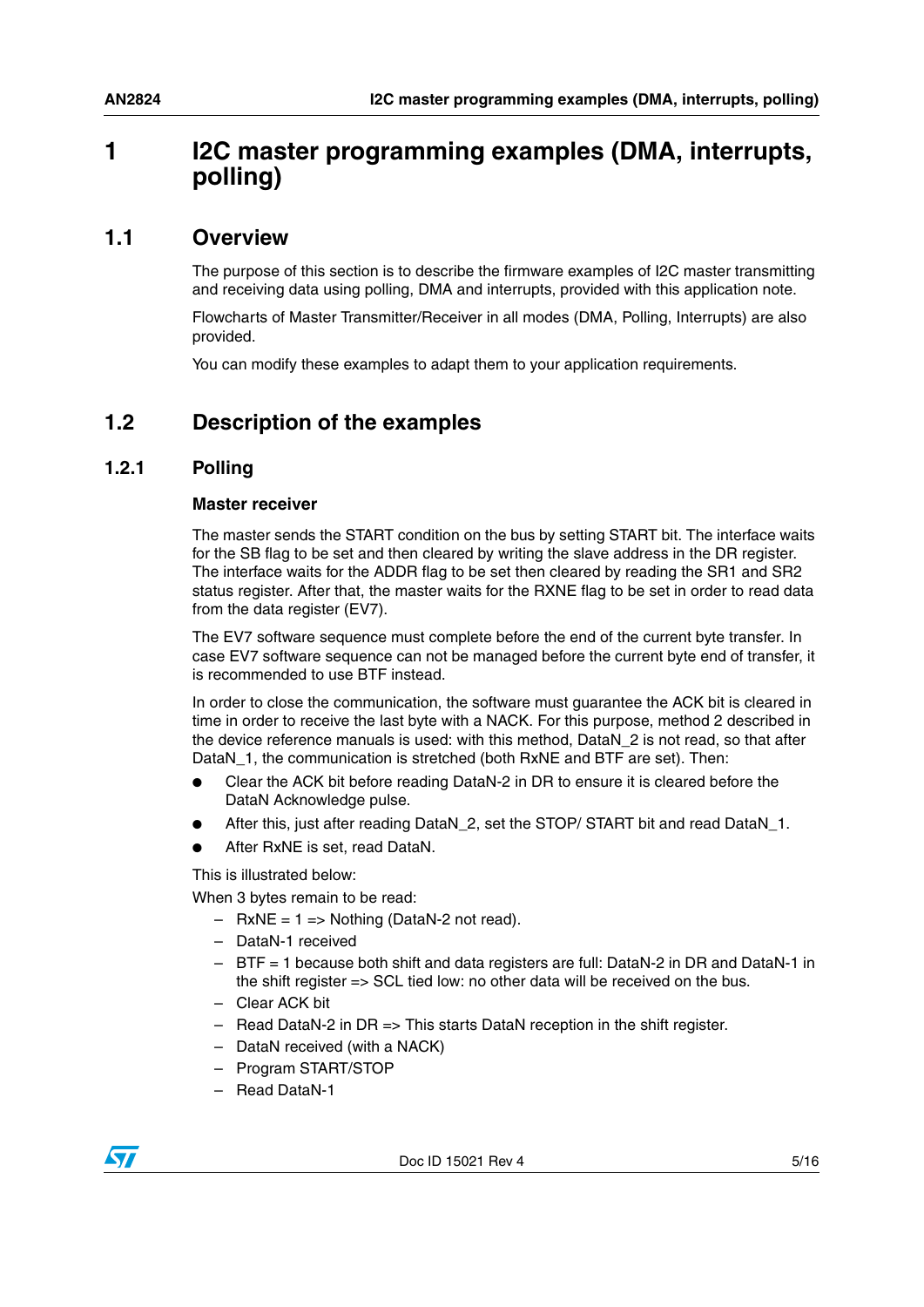# 1 I2C master programming examples (DMA, interrupts, polling)

## 1.1 Overview

The purpose of this section is to describe the firmware examples of I2C master transmitting and receiving data using polling, DMA and interrupts, provided with this application note.

Flowcharts of Master Transmitter/Receiver in all modes (DMA, Polling, Interrupts) are also provided.

You can modify these examples to adapt them to your application requirements.

## 1.2 Description of the examples

### 1.2.1 Polling

#### Master receiver

The master sends the START condition on the bus by setting START bit. The interface waits for the SB flag to be set and then cleared by writing the slave address in the DR register. The interface waits for the ADDR flag to be set then cleared by reading the SR1 and SR2 status register. After that, the master waits for the RXNE flag to be set in order to read data from the data register (EV7).

The EV7 software sequence must complete before the end of the current byte transfer. In case EV7 software sequence can not be managed before the current byte end of transfer, it is recommended to use BTF instead.

In order to close the communication, the software must guarantee the ACK bit is cleared in time in order to receive the last byte with a NACK. For this purpose, method 2 described in the device reference manuals is used: with this method, DataN_2 is not read, so that after DataN_1, the communication is stretched (both RxNE and BTF are set). Then:

- Clear the ACK bit before reading DataN-2 in DR to ensure it is cleared before the DataN Acknowledge pulse.
- After this, just after reading DataN_2, set the STOP/ START bit and read DataN_1.
- After RxNE is set, read DataN.

This is illustrated below:

When 3 bytes remain to be read:

- RxNE = 1 => Nothing (DataN-2 not read).
- DataN-1 received
- BTF = 1 because both shift and data registers are full: DataN-2 in DR and DataN-1 in the shift register => SCL tied low: no other data will be received on the bus.
- Clear ACK bit
- Read DataN-2 in DR => This starts DataN reception in the shift register.
- DataN received (with a NACK)
- Program START/STOP
- Read DataN-1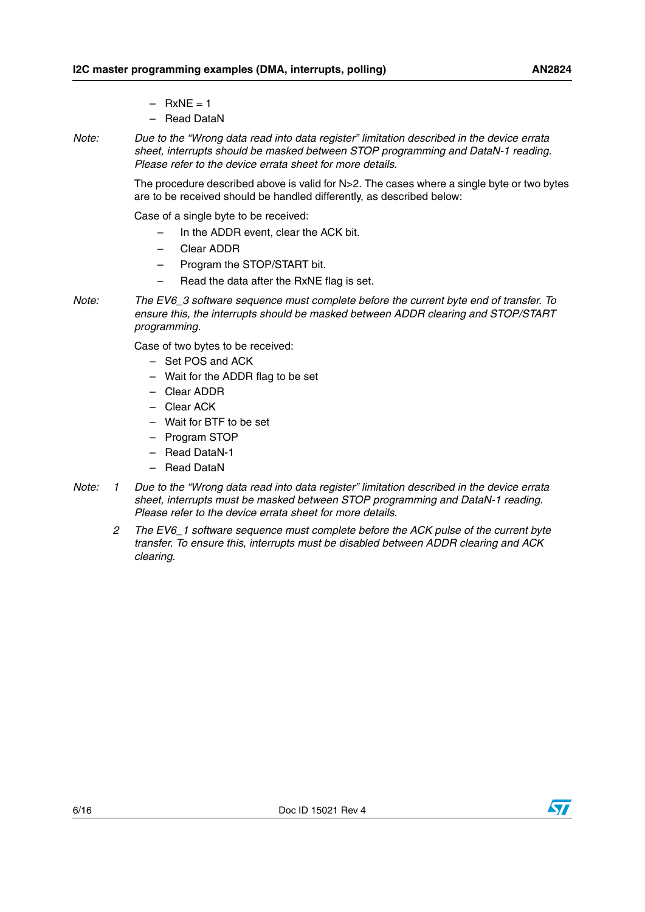- RxNE = 1
- Read DataN

*Note: Due to the "Wrong data read into data register" limitation described in the device errata sheet, interrupts should be masked between STOP programming and DataN-1 reading. Please refer to the device errata sheet for more details.*

The procedure described above is valid for N>2. The cases where a single byte or two bytes are to be received should be handled differently, as described below:

Case of a single byte to be received:

- In the ADDR event, clear the ACK bit.
- Clear ADDR
- Program the STOP/START bit.
- Read the data after the RxNE flag is set.

*Note: The EV6_3 software sequence must complete before the current byte end of transfer. To ensure this, the interrupts should be masked between ADDR clearing and STOP/START programming.*

Case of two bytes to be received:

- Set POS and ACK
- Wait for the ADDR flag to be set
- Clear ADDR
- Clear ACK
- Wait for BTF to be set
- Program STOP
- Read DataN-1
- Read DataN

*Note:*

1. *Due to the "Wrong data read into data register" limitation described in the device errata sheet, interrupts must be masked between STOP programming and DataN-1 reading. Please refer to the device errata sheet for more details.*
2. *The EV6_1 software sequence must complete before the ACK pulse of the current byte transfer. To ensure this, interrupts must be disabled between ADDR clearing and ACK clearing.*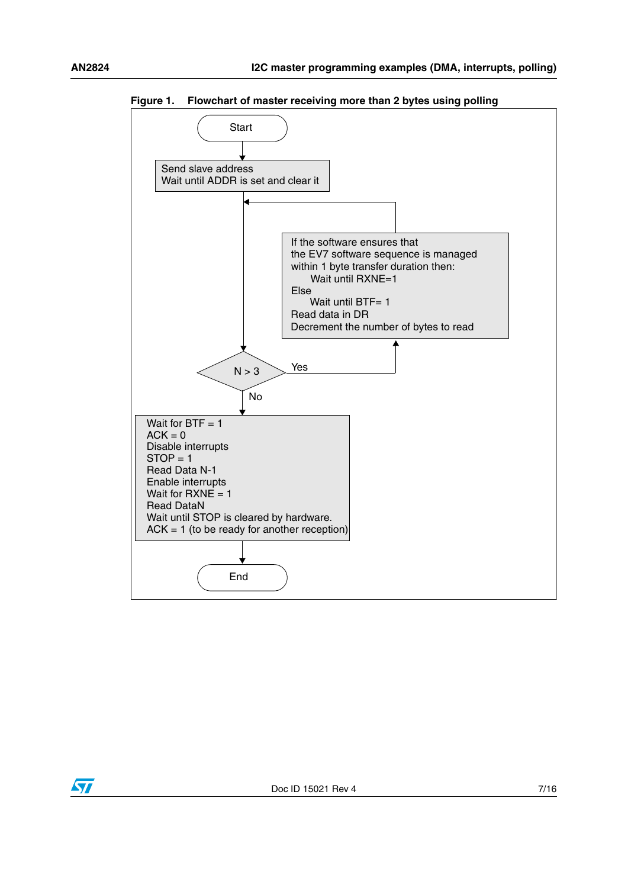**Figure 1. Flowchart of master receiving more than 2 bytes using polling**

Start

Send slave address
Wait until ADDR is set and clear it

If the software ensures that
the EV7 software sequence is managed
within 1 byte transfer duration then:
Wait until RXNE=1
Else
Wait until BTF= 1
Read data in DR
Decrement the number of bytes to read

N > 3

Yes

No

Wait for BTF = 1
ACK = 0
Disable interrupts
STOP = 1
Read Data N-1
Enable interrupts
Wait for RXNE = 1
Read DataN
Wait until STOP is cleared by hardware.
ACK = 1 (to be ready for another reception)

End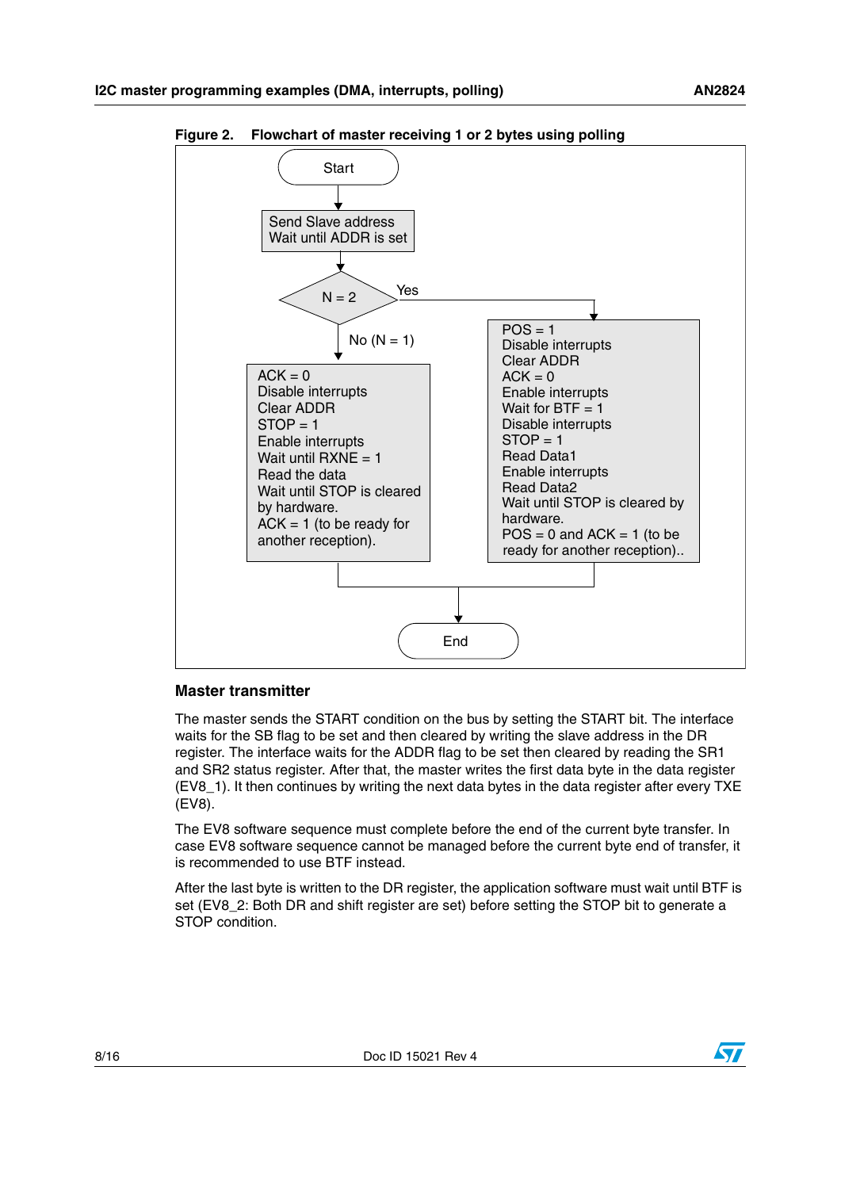**Figure 2. Flowchart of master receiving 1 or 2 bytes using polling**

Start

Send Slave address
Wait until ADDR is set

N = 2

Yes

POS = 1
Disable interrupts
Clear ADDR
ACK = 0
Enable interrupts
Wait for BTF = 1
Disable interrupts
STOP = 1
Read Data1
Enable interrupts
Read Data2
Wait until STOP is cleared by hardware.
POS = 0 and ACK = 1 (to be ready for another reception)..

No (N = 1)

ACK = 0
Disable interrupts
Clear ADDR
STOP = 1
Enable interrupts
Wait until RXNE = 1
Read the data
Wait until STOP is cleared by hardware.
ACK = 1 (to be ready for another reception).

End

### Master transmitter

The master sends the START condition on the bus by setting the START bit. The interface waits for the SB flag to be set and then cleared by writing the slave address in the DR register. The interface waits for the ADDR flag to be set then cleared by reading the SR1 and SR2 status register. After that, the master writes the first data byte in the data register (EV8_1). It then continues by writing the next data bytes in the data register after every TXE (EV8).

The EV8 software sequence must complete before the end of the current byte transfer. In case EV8 software sequence cannot be managed before the current byte end of transfer, it is recommended to use BTF instead.

After the last byte is written to the DR register, the application software must wait until BTF is set (EV8_2: Both DR and shift register are set) before setting the STOP bit to generate a STOP condition.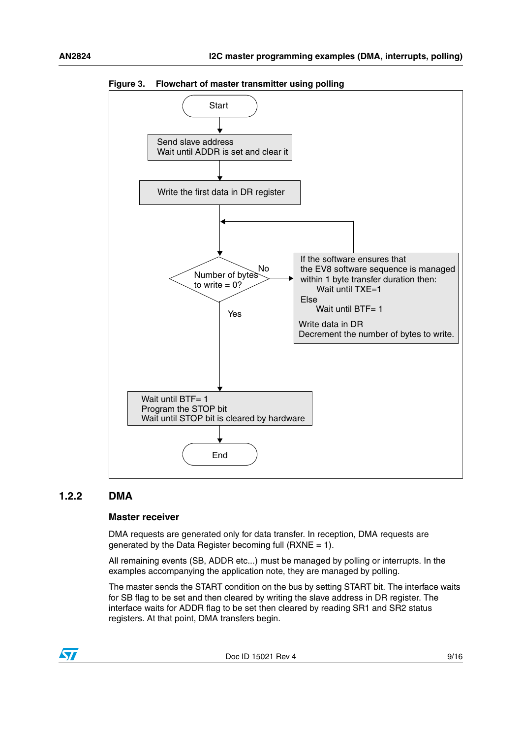**Figure 3. Flowchart of master transmitter using polling**

```
Start
  |
Send slave address
Wait until ADDR is set and clear it
  |
Write the first data in DR register
  |
  +<-------------------------------------------+
  |                                            |
Number of bytes to write = 0? --No--> If the software ensures that
  |                                   the EV8 software sequence is managed
  Yes                                 within 1 byte transfer duration then:
  |                                       Wait until TXE=1
  |                                   Else
  |                                       Wait until BTF= 1
  |                                   Write data in DR
  |                                   Decrement the number of bytes to write.
  |
Wait until BTF= 1
Program the STOP bit
Wait until STOP bit is cleared by hardware
  |
End
```

### 1.2.2 DMA

#### Master receiver

DMA requests are generated only for data transfer. In reception, DMA requests are generated by the Data Register becoming full (RXNE = 1).

All remaining events (SB, ADDR etc...) must be managed by polling or interrupts. In the examples accompanying the application note, they are managed by polling.

The master sends the START condition on the bus by setting START bit. The interface waits for SB flag to be set and then cleared by writing the slave address in DR register. The interface waits for ADDR flag to be set then cleared by reading SR1 and SR2 status registers. At that point, DMA transfers begin.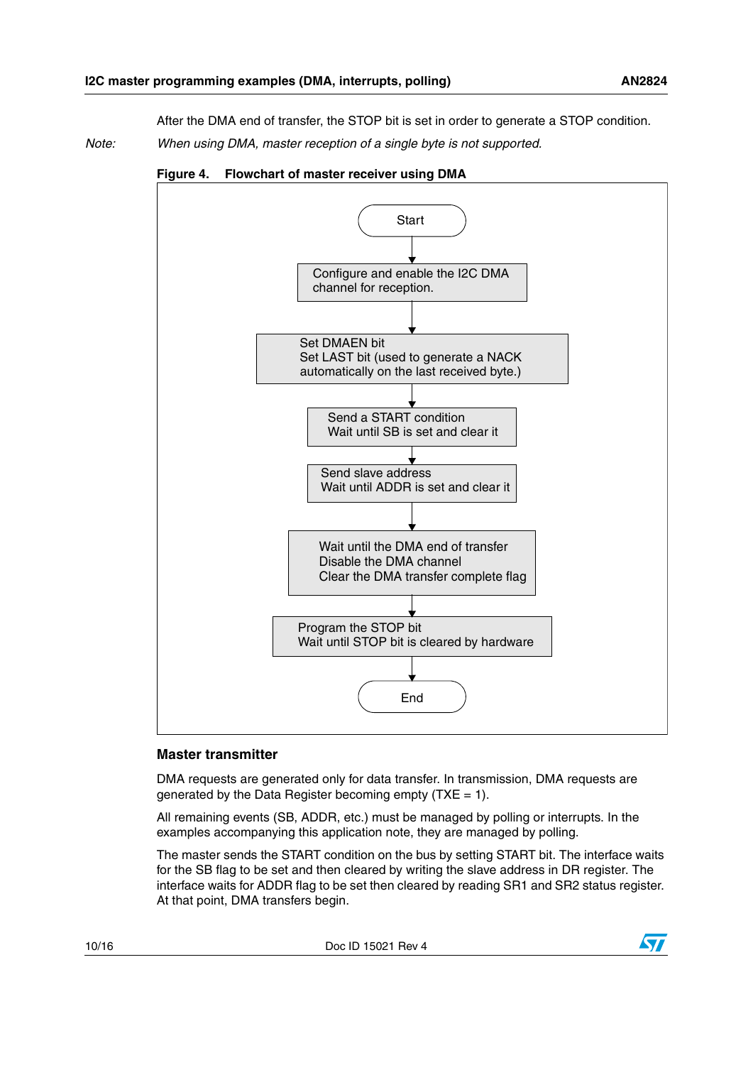After the DMA end of transfer, the STOP bit is set in order to generate a STOP condition.

*Note: When using DMA, master reception of a single byte is not supported.*

**Figure 4. Flowchart of master receiver using DMA**

Start

↓

Configure and enable the I2C DMA channel for reception.

↓

Set DMAEN bit
Set LAST bit (used to generate a NACK automatically on the last received byte.)

↓

Send a START condition
Wait until SB is set and clear it

↓

Send slave address
Wait until ADDR is set and clear it

↓

Wait until the DMA end of transfer
Disable the DMA channel
Clear the DMA transfer complete flag

↓

Program the STOP bit
Wait until STOP bit is cleared by hardware

↓

End

### Master transmitter

DMA requests are generated only for data transfer. In transmission, DMA requests are generated by the Data Register becoming empty (TXE = 1).

All remaining events (SB, ADDR, etc.) must be managed by polling or interrupts. In the examples accompanying this application note, they are managed by polling.

The master sends the START condition on the bus by setting START bit. The interface waits for the SB flag to be set and then cleared by writing the slave address in DR register. The interface waits for ADDR flag to be set then cleared by reading SR1 and SR2 status register. At that point, DMA transfers begin.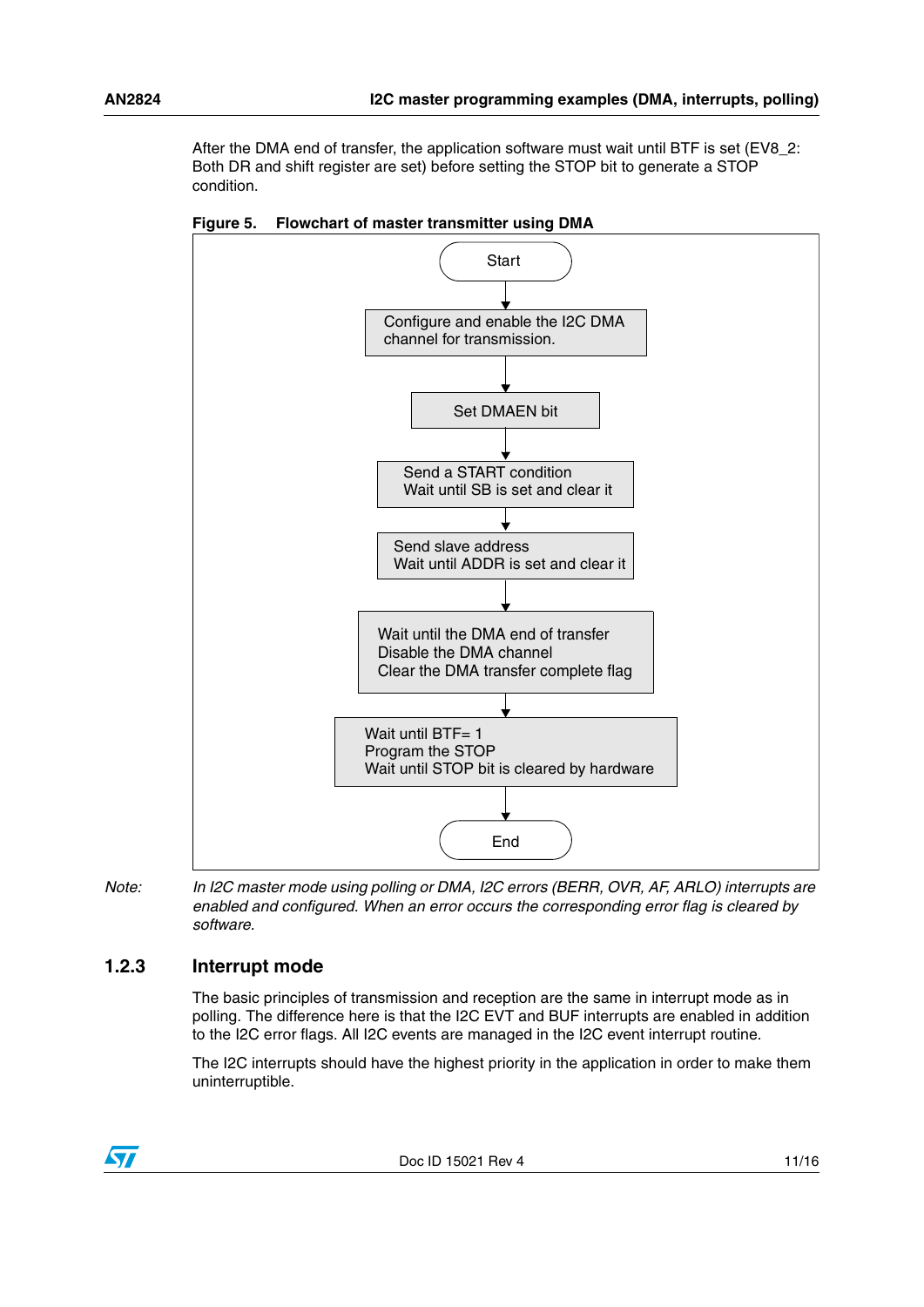After the DMA end of transfer, the application software must wait until BTF is set (EV8_2: Both DR and shift register are set) before setting the STOP bit to generate a STOP condition.

**Figure 5. Flowchart of master transmitter using DMA**

Start

Configure and enable the I2C DMA channel for transmission.

Set DMAEN bit

Send a START condition
Wait until SB is set and clear it

Send slave address
Wait until ADDR is set and clear it

Wait until the DMA end of transfer
Disable the DMA channel
Clear the DMA transfer complete flag

Wait until BTF= 1
Program the STOP
Wait until STOP bit is cleared by hardware

End

*Note: In I2C master mode using polling or DMA, I2C errors (BERR, OVR, AF, ARLO) interrupts are enabled and configured. When an error occurs the corresponding error flag is cleared by software.*

### 1.2.3 Interrupt mode

The basic principles of transmission and reception are the same in interrupt mode as in polling. The difference here is that the I2C EVT and BUF interrupts are enabled in addition to the I2C error flags. All I2C events are managed in the I2C event interrupt routine.

The I2C interrupts should have the highest priority in the application in order to make them uninterruptible.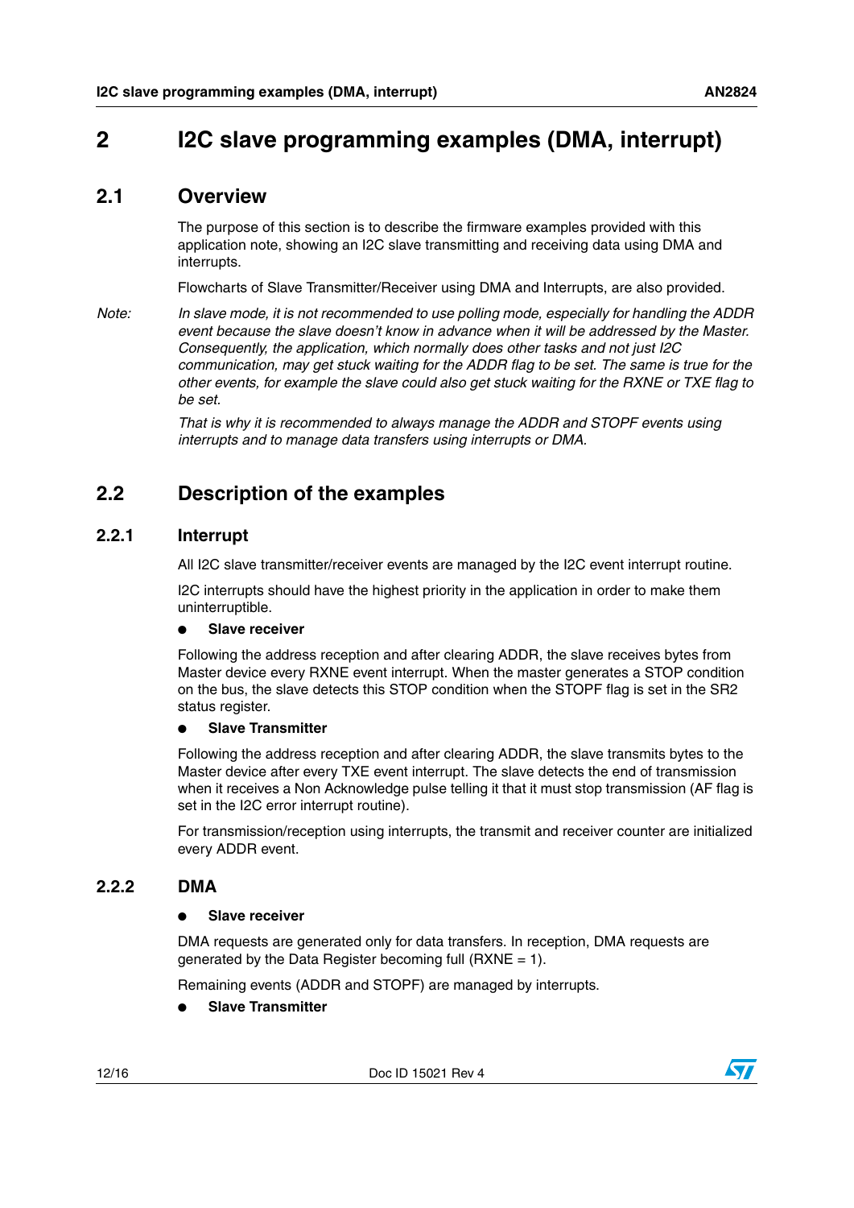# 2 I2C slave programming examples (DMA, interrupt)

## 2.1 Overview

The purpose of this section is to describe the firmware examples provided with this application note, showing an I2C slave transmitting and receiving data using DMA and interrupts.

Flowcharts of Slave Transmitter/Receiver using DMA and Interrupts, are also provided.

*Note: In slave mode, it is not recommended to use polling mode, especially for handling the ADDR event because the slave doesn't know in advance when it will be addressed by the Master. Consequently, the application, which normally does other tasks and not just I2C communication, may get stuck waiting for the ADDR flag to be set. The same is true for the other events, for example the slave could also get stuck waiting for the RXNE or TXE flag to be set.*

*That is why it is recommended to always manage the ADDR and STOPF events using interrupts and to manage data transfers using interrupts or DMA.*

## 2.2 Description of the examples

### 2.2.1 Interrupt

All I2C slave transmitter/receiver events are managed by the I2C event interrupt routine.

I2C interrupts should have the highest priority in the application in order to make them uninterruptible.

- **Slave receiver**

Following the address reception and after clearing ADDR, the slave receives bytes from Master device every RXNE event interrupt. When the master generates a STOP condition on the bus, the slave detects this STOP condition when the STOPF flag is set in the SR2 status register.

- **Slave Transmitter**

Following the address reception and after clearing ADDR, the slave transmits bytes to the Master device after every TXE event interrupt. The slave detects the end of transmission when it receives a Non Acknowledge pulse telling it that it must stop transmission (AF flag is set in the I2C error interrupt routine).

For transmission/reception using interrupts, the transmit and receiver counter are initialized every ADDR event.

### 2.2.2 DMA

- **Slave receiver**

DMA requests are generated only for data transfers. In reception, DMA requests are generated by the Data Register becoming full (RXNE = 1).

Remaining events (ADDR and STOPF) are managed by interrupts.

- **Slave Transmitter**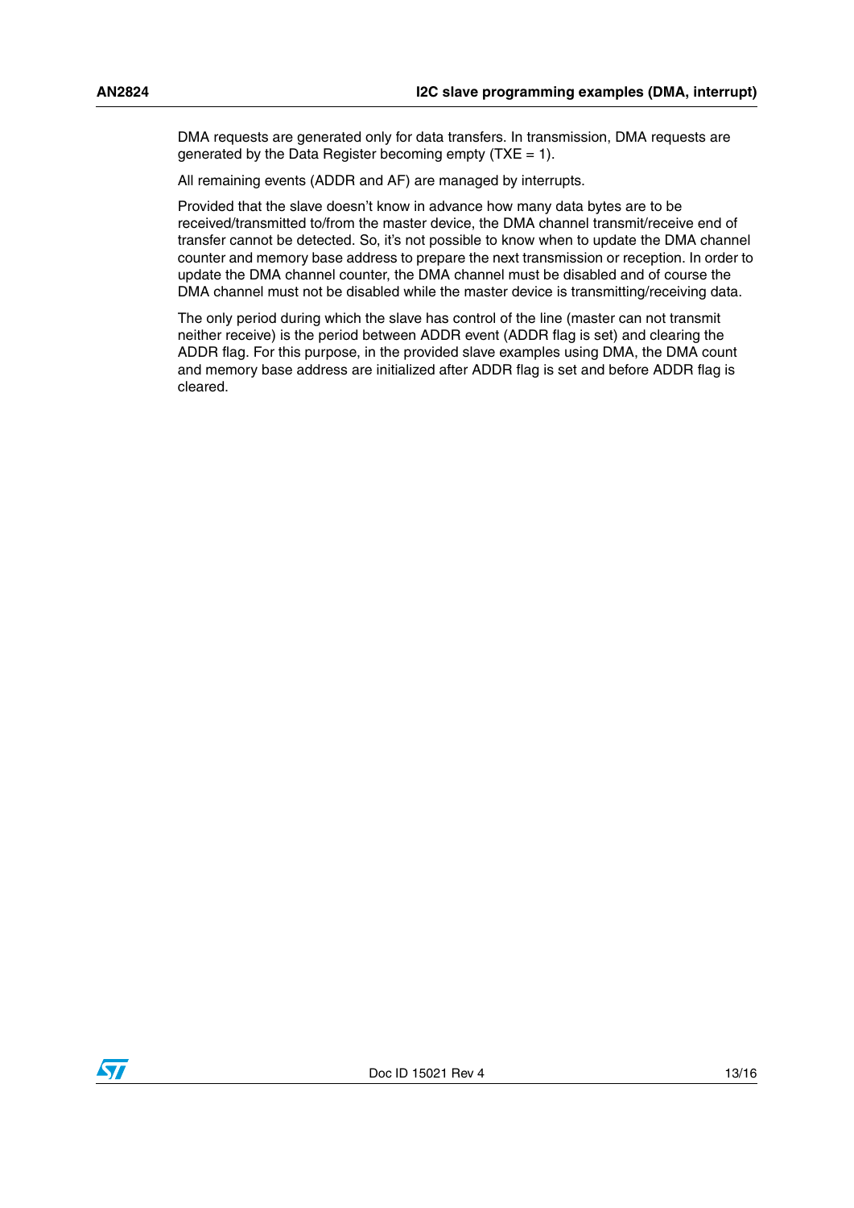DMA requests are generated only for data transfers. In transmission, DMA requests are generated by the Data Register becoming empty (TXE = 1).

All remaining events (ADDR and AF) are managed by interrupts.

Provided that the slave doesn't know in advance how many data bytes are to be received/transmitted to/from the master device, the DMA channel transmit/receive end of transfer cannot be detected. So, it's not possible to know when to update the DMA channel counter and memory base address to prepare the next transmission or reception. In order to update the DMA channel counter, the DMA channel must be disabled and of course the DMA channel must not be disabled while the master device is transmitting/receiving data.

The only period during which the slave has control of the line (master can not transmit neither receive) is the period between ADDR event (ADDR flag is set) and clearing the ADDR flag. For this purpose, in the provided slave examples using DMA, the DMA count and memory base address are initialized after ADDR flag is set and before ADDR flag is cleared.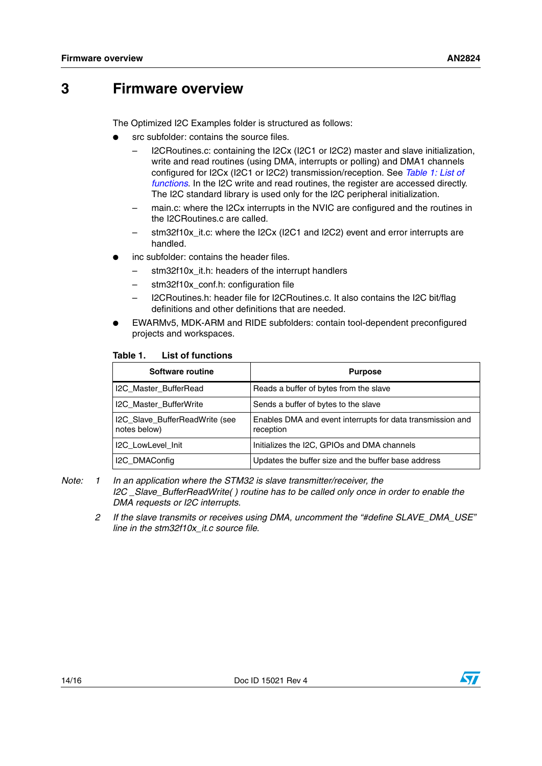# 3 Firmware overview

The Optimized I2C Examples folder is structured as follows:

- src subfolder: contains the source files.
  - I2CRoutines.c: containing the I2Cx (I2C1 or I2C2) master and slave initialization, write and read routines (using DMA, interrupts or polling) and DMA1 channels configured for I2Cx (I2C1 or I2C2) transmission/reception. See *Table 1: List of functions*. In the I2C write and read routines, the register are accessed directly. The I2C standard library is used only for the I2C peripheral initialization.
  - main.c: where the I2Cx interrupts in the NVIC are configured and the routines in the I2CRoutines.c are called.
  - stm32f10x_it.c: where the I2Cx (I2C1 and I2C2) event and error interrupts are handled.
- inc subfolder: contains the header files.
  - stm32f10x_it.h: headers of the interrupt handlers
  - stm32f10x_conf.h: configuration file
  - I2CRoutines.h: header file for I2CRoutines.c. It also contains the I2C bit/flag definitions and other definitions that are needed.
- EWARMv5, MDK-ARM and RIDE subfolders: contain tool-dependent preconfigured projects and workspaces.

**Table 1. List of functions**

| Software routine | Purpose |
|---|---|
| I2C_Master_BufferRead | Reads a buffer of bytes from the slave |
| I2C_Master_BufferWrite | Sends a buffer of bytes to the slave |
| I2C_Slave_BufferReadWrite (see notes below) | Enables DMA and event interrupts for data transmission and reception |
| I2C_LowLevel_Init | Initializes the I2C, GPIOs and DMA channels |
| I2C_DMAConfig | Updates the buffer size and the buffer base address |

*Note: 1 In an application where the STM32 is slave transmitter/receiver, the I2C _Slave_BufferReadWrite( ) routine has to be called only once in order to enable the DMA requests or I2C interrupts.*

*2 If the slave transmits or receives using DMA, uncomment the "#define SLAVE_DMA_USE" line in the stm32f10x_it.c source file.*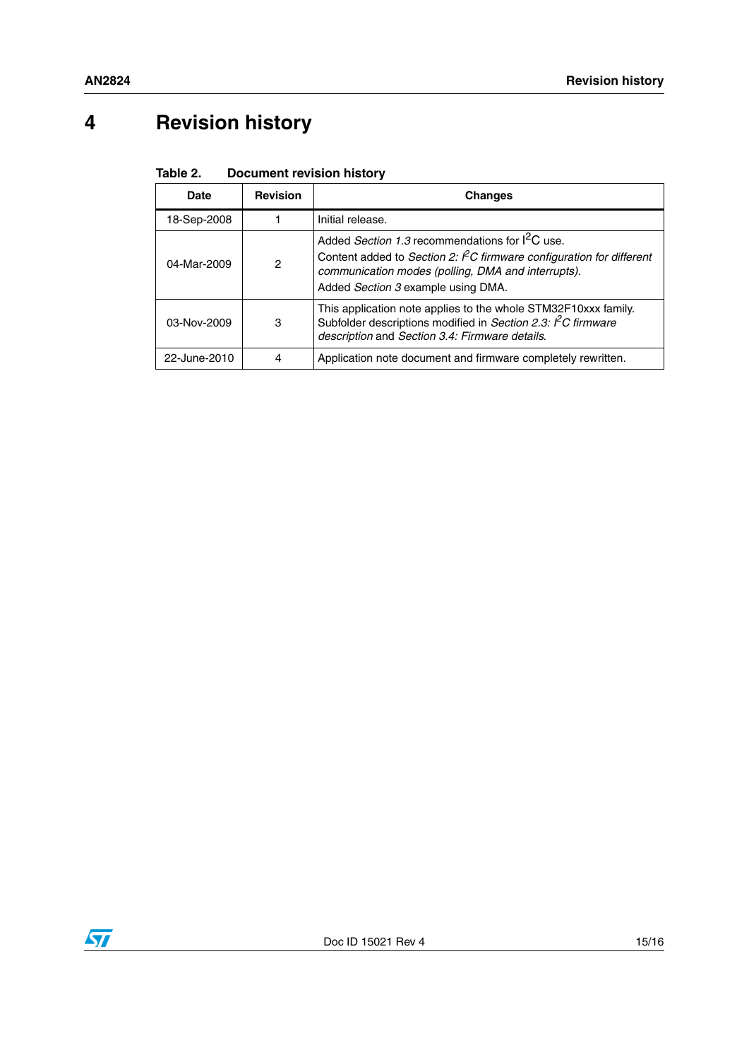# 4 Revision history

**Table 2. Document revision history**

| Date | Revision | Changes |
|---|---|---|
| 18-Sep-2008 | 1 | Initial release. |
| 04-Mar-2009 | 2 | Added *Section 1.3* recommendations for $I^2C$ use.<br>Content added to *Section 2: $I^2C$ firmware configuration for different communication modes (polling, DMA and interrupts)*.<br>Added *Section 3* example using DMA. |
| 03-Nov-2009 | 3 | This application note applies to the whole STM32F10xxx family. Subfolder descriptions modified in *Section 2.3: $I^2C$ firmware description* and *Section 3.4: Firmware details*. |
| 22-June-2010 | 4 | Application note document and firmware completely rewritten. |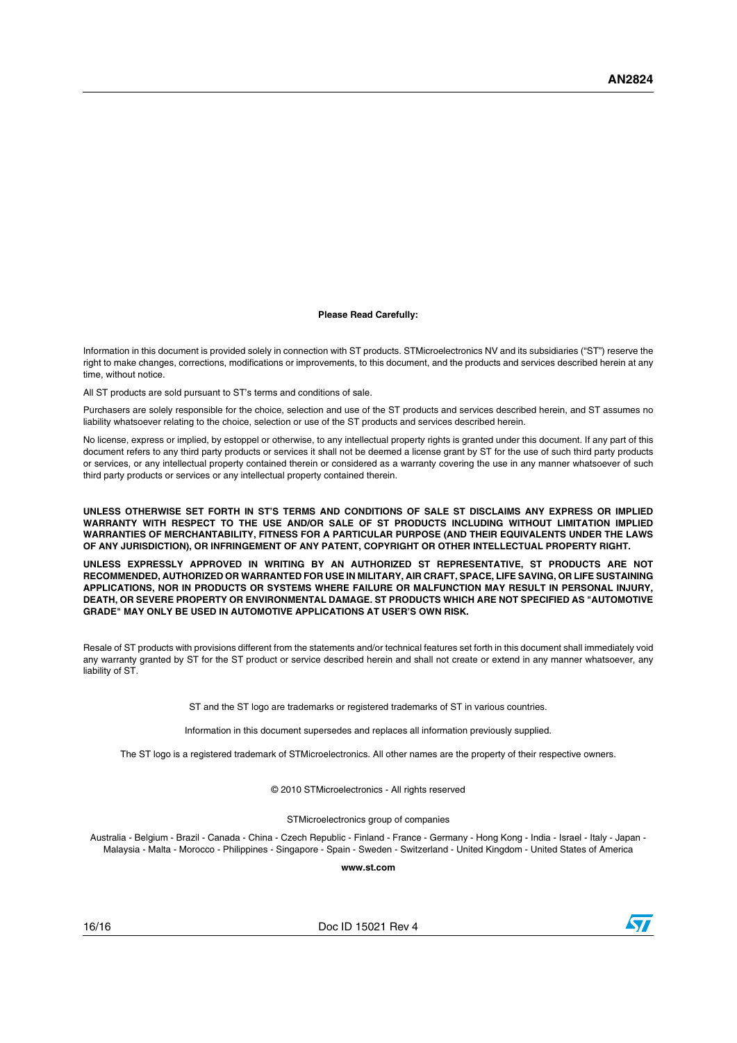**Please Read Carefully:**

Information in this document is provided solely in connection with ST products. STMicroelectronics NV and its subsidiaries ("ST") reserve the right to make changes, corrections, modifications or improvements, to this document, and the products and services described herein at any time, without notice.

All ST products are sold pursuant to ST's terms and conditions of sale.

Purchasers are solely responsible for the choice, selection and use of the ST products and services described herein, and ST assumes no liability whatsoever relating to the choice, selection or use of the ST products and services described herein.

No license, express or implied, by estoppel or otherwise, to any intellectual property rights is granted under this document. If any part of this document refers to any third party products or services it shall not be deemed a license grant by ST for the use of such third party products or services, or any intellectual property contained therein or considered as a warranty covering the use in any manner whatsoever of such third party products or services or any intellectual property contained therein.

**UNLESS OTHERWISE SET FORTH IN ST'S TERMS AND CONDITIONS OF SALE ST DISCLAIMS ANY EXPRESS OR IMPLIED WARRANTY WITH RESPECT TO THE USE AND/OR SALE OF ST PRODUCTS INCLUDING WITHOUT LIMITATION IMPLIED WARRANTIES OF MERCHANTABILITY, FITNESS FOR A PARTICULAR PURPOSE (AND THEIR EQUIVALENTS UNDER THE LAWS OF ANY JURISDICTION), OR INFRINGEMENT OF ANY PATENT, COPYRIGHT OR OTHER INTELLECTUAL PROPERTY RIGHT.**

**UNLESS EXPRESSLY APPROVED IN WRITING BY AN AUTHORIZED ST REPRESENTATIVE, ST PRODUCTS ARE NOT RECOMMENDED, AUTHORIZED OR WARRANTED FOR USE IN MILITARY, AIR CRAFT, SPACE, LIFE SAVING, OR LIFE SUSTAINING APPLICATIONS, NOR IN PRODUCTS OR SYSTEMS WHERE FAILURE OR MALFUNCTION MAY RESULT IN PERSONAL INJURY, DEATH, OR SEVERE PROPERTY OR ENVIRONMENTAL DAMAGE. ST PRODUCTS WHICH ARE NOT SPECIFIED AS "AUTOMOTIVE GRADE" MAY ONLY BE USED IN AUTOMOTIVE APPLICATIONS AT USER'S OWN RISK.**

Resale of ST products with provisions different from the statements and/or technical features set forth in this document shall immediately void any warranty granted by ST for the ST product or service described herein and shall not create or extend in any manner whatsoever, any liability of ST.

ST and the ST logo are trademarks or registered trademarks of ST in various countries.

Information in this document supersedes and replaces all information previously supplied.

The ST logo is a registered trademark of STMicroelectronics. All other names are the property of their respective owners.

© 2010 STMicroelectronics - All rights reserved

STMicroelectronics group of companies

Australia - Belgium - Brazil - Canada - China - Czech Republic - Finland - France - Germany - Hong Kong - India - Israel - Italy - Japan - Malaysia - Malta - Morocco - Philippines - Singapore - Spain - Sweden - Switzerland - United Kingdom - United States of America

**www.st.com**